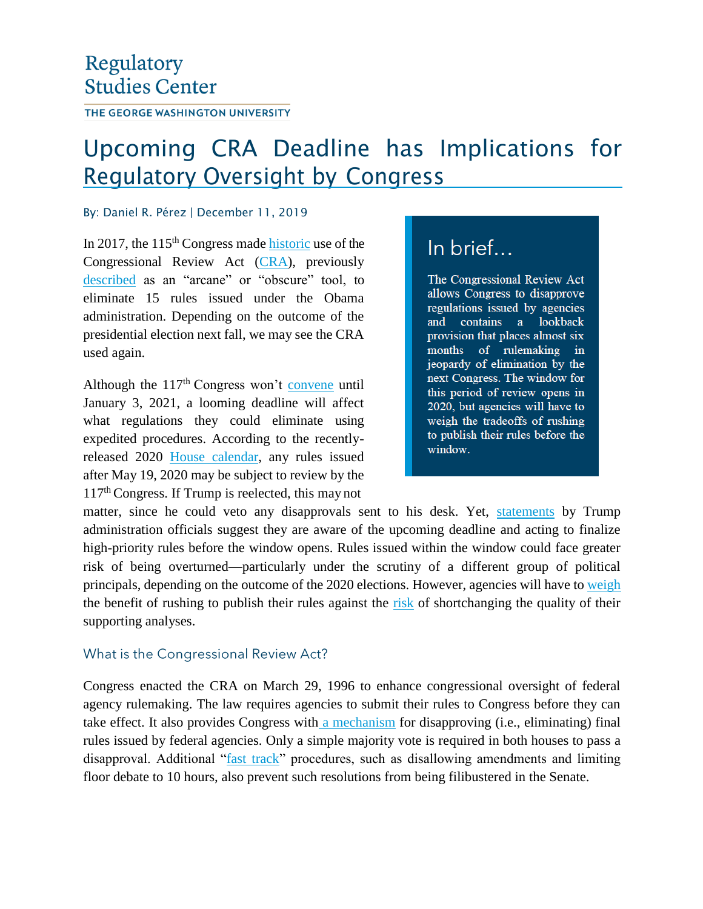Regulatory Studies Center

THE GEORGE WASHINGTON UNIVERSITY

# Upcoming CRA Deadline has Implications for Regulatory Oversight by Congress

By: Daniel R. Pérez | December 11, 2019

> **In brief...**
>
> The Congressional Review Act allows Congress to disapprove regulations issued by agencies and contains a lookback provision that places almost six months of rulemaking in jeopardy of elimination by the next Congress. The window for this period of review opens in 2020, but agencies will have to weigh the tradeoffs of rushing to publish their rules before the window.

In 2017, the 115th Congress made historic use of the Congressional Review Act (CRA), previously described as an "arcane" or "obscure" tool, to eliminate 15 rules issued under the Obama administration. Depending on the outcome of the presidential election next fall, we may see the CRA used again.

Although the 117th Congress won't convene until January 3, 2021, a looming deadline will affect what regulations they could eliminate using expedited procedures. According to the recently-released 2020 House calendar, any rules issued after May 19, 2020 may be subject to review by the 117th Congress. If Trump is reelected, this may not matter, since he could veto any disapprovals sent to his desk. Yet, statements by Trump administration officials suggest they are aware of the upcoming deadline and acting to finalize high-priority rules before the window opens. Rules issued within the window could face greater risk of being overturned—particularly under the scrutiny of a different group of political principals, depending on the outcome of the 2020 elections. However, agencies will have to weigh the benefit of rushing to publish their rules against the risk of shortchanging the quality of their supporting analyses.

## What is the Congressional Review Act?

Congress enacted the CRA on March 29, 1996 to enhance congressional oversight of federal agency rulemaking. The law requires agencies to submit their rules to Congress before they can take effect. It also provides Congress with a mechanism for disapproving (i.e., eliminating) final rules issued by federal agencies. Only a simple majority vote is required in both houses to pass a disapproval. Additional "fast track" procedures, such as disallowing amendments and limiting floor debate to 10 hours, also prevent such resolutions from being filibustered in the Senate.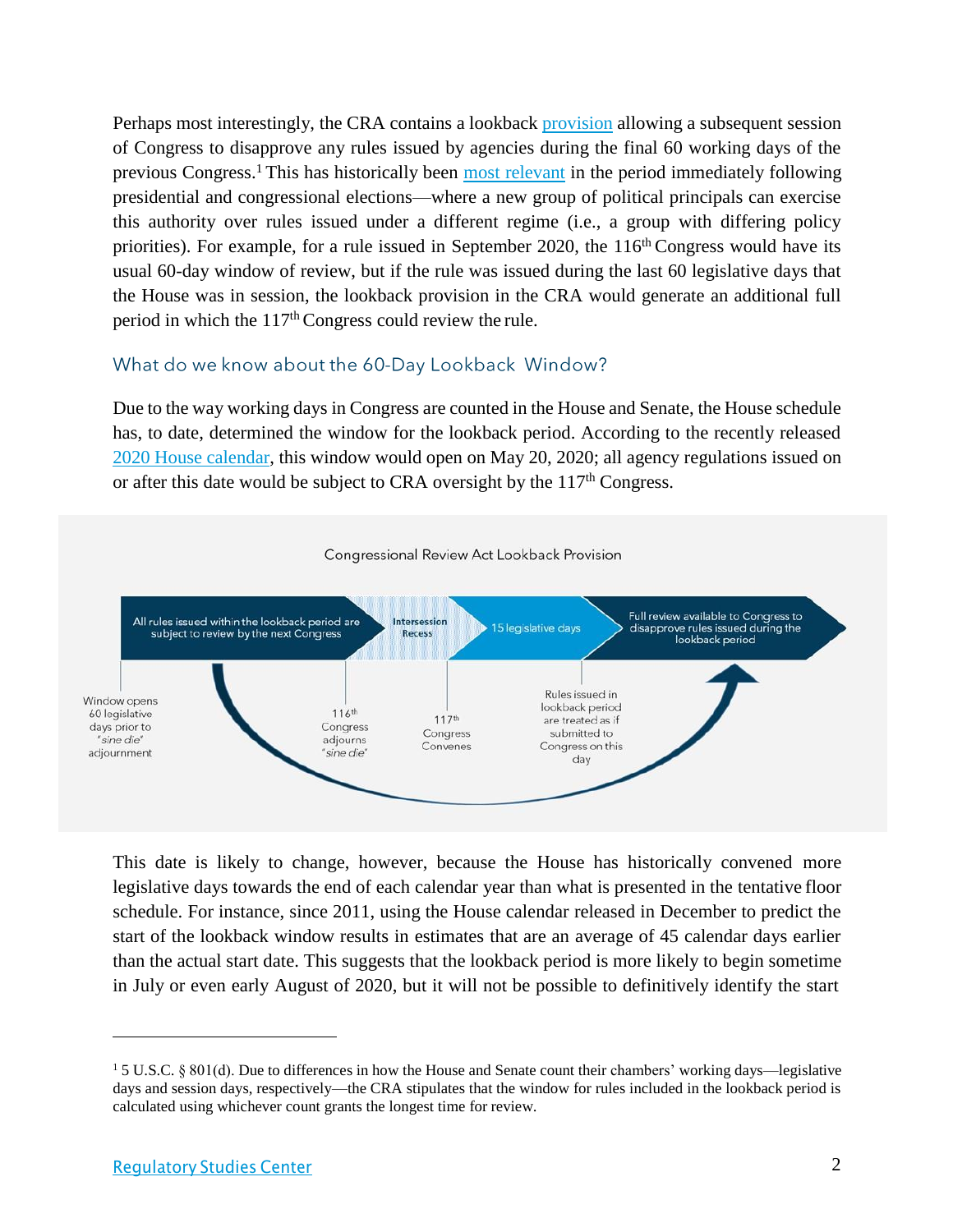Perhaps most interestingly, the CRA contains a lookback provision allowing a subsequent session of Congress to disapprove any rules issued by agencies during the final 60 working days of the previous Congress.[1] This has historically been most relevant in the period immediately following presidential and congressional elections—where a new group of political principals can exercise this authority over rules issued under a different regime (i.e., a group with differing policy priorities). For example, for a rule issued in September 2020, the 116th Congress would have its usual 60-day window of review, but if the rule was issued during the last 60 legislative days that the House was in session, the lookback provision in the CRA would generate an additional full period in which the 117th Congress could review the rule.

## What do we know about the 60-Day Lookback Window?

Due to the way working days in Congress are counted in the House and Senate, the House schedule has, to date, determined the window for the lookback period. According to the recently released 2020 House calendar, this window would open on May 20, 2020; all agency regulations issued on or after this date would be subject to CRA oversight by the 117th Congress.

Congressional Review Act Lookback Provision

All rules issued within the lookback period are subject to review by the next Congress | Intersession Recess | 15 legislative days | Full review available to Congress to disapprove rules issued during the lookback period

Window opens 60 legislative days prior to *"sine die"* adjournment

116th Congress adjourns *"sine die"*

117th Congress Convenes

Rules issued in lookback period are treated as if submitted to Congress on this day

This date is likely to change, however, because the House has historically convened more legislative days towards the end of each calendar year than what is presented in the tentative floor schedule. For instance, since 2011, using the House calendar released in December to predict the start of the lookback window results in estimates that are an average of 45 calendar days earlier than the actual start date. This suggests that the lookback period is more likely to begin sometime in July or even early August of 2020, but it will not be possible to definitively identify the start

---

[1] 5 U.S.C. § 801(d). Due to differences in how the House and Senate count their chambers' working days—legislative days and session days, respectively—the CRA stipulates that the window for rules included in the lookback period is calculated using whichever count grants the longest time for review.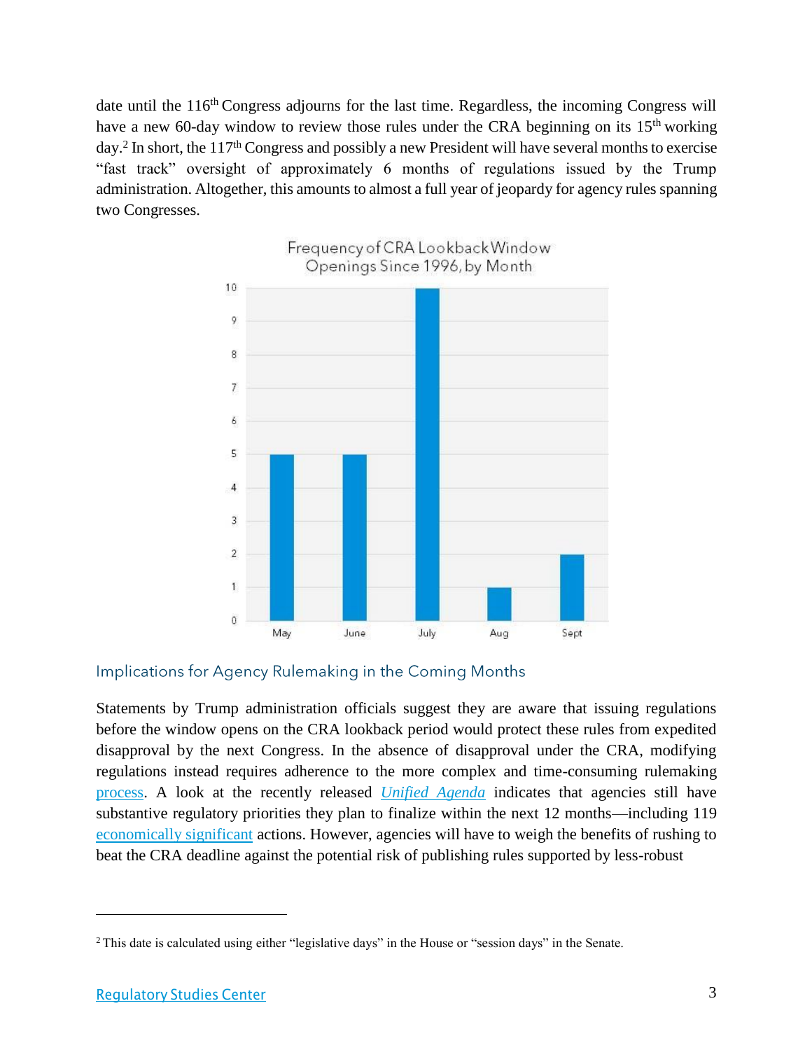date until the 116th Congress adjourns for the last time. Regardless, the incoming Congress will have a new 60-day window to review those rules under the CRA beginning on its 15th working day.[2] In short, the 117th Congress and possibly a new President will have several months to exercise "fast track" oversight of approximately 6 months of regulations issued by the Trump administration. Altogether, this amounts to almost a full year of jeopardy for agency rules spanning two Congresses.

Frequency of CRA Lookback Window Openings Since 1996, by Month

| Month | Frequency |
|---|---|
| May | 5 |
| June | 5 |
| July | 10 |
| Aug | 1 |
| Sept | 2 |

## Implications for Agency Rulemaking in the Coming Months

Statements by Trump administration officials suggest they are aware that issuing regulations before the window opens on the CRA lookback period would protect these rules from expedited disapproval by the next Congress. In the absence of disapproval under the CRA, modifying regulations instead requires adherence to the more complex and time-consuming rulemaking process. A look at the recently released *Unified Agenda* indicates that agencies still have substantive regulatory priorities they plan to finalize within the next 12 months—including 119 economically significant actions. However, agencies will have to weigh the benefits of rushing to beat the CRA deadline against the potential risk of publishing rules supported by less-robust

[2] This date is calculated using either "legislative days" in the House or "session days" in the Senate.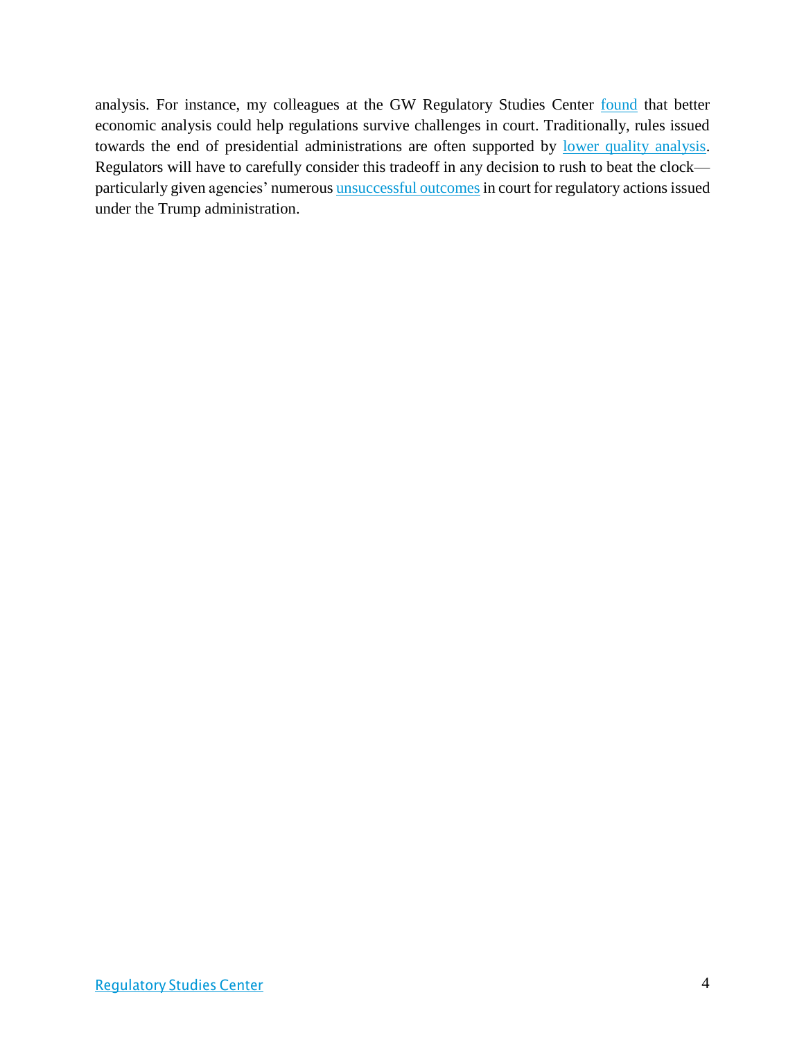analysis. For instance, my colleagues at the GW Regulatory Studies Center found that better economic analysis could help regulations survive challenges in court. Traditionally, rules issued towards the end of presidential administrations are often supported by lower quality analysis. Regulators will have to carefully consider this tradeoff in any decision to rush to beat the clock—particularly given agencies' numerous unsuccessful outcomes in court for regulatory actions issued under the Trump administration.